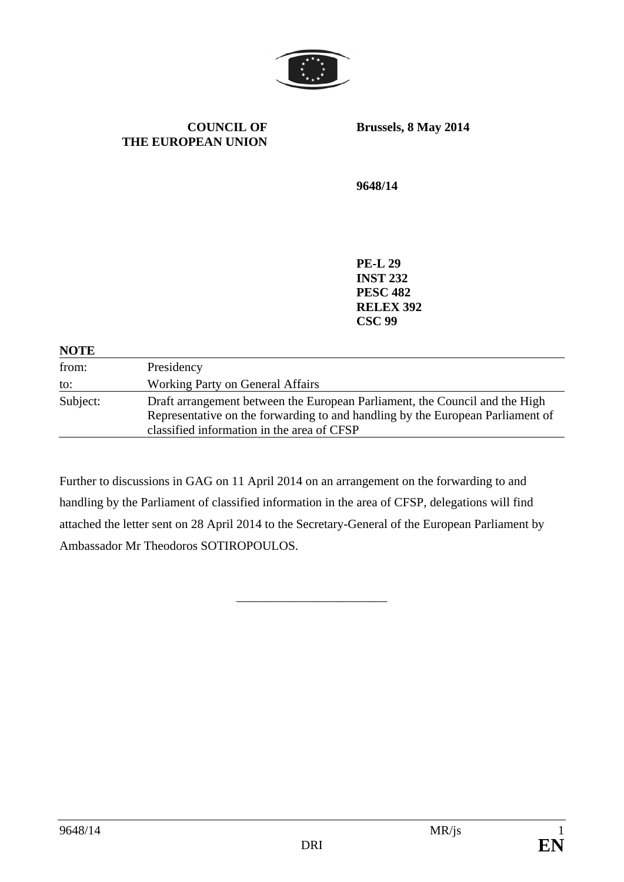**COUNCIL OF THE EUROPEAN UNION**

**Brussels, 8 May 2014**

**9648/14**

**PE-L 29**
**INST 232**
**PESC 482**
**RELEX 392**
**CSC 99**

**NOTE**

| | |
|---|---|
| from: | Presidency |
| to: | Working Party on General Affairs |
| Subject: | Draft arrangement between the European Parliament, the Council and the High Representative on the forwarding to and handling by the European Parliament of classified information in the area of CFSP |

Further to discussions in GAG on 11 April 2014 on an arrangement on the forwarding to and handling by the Parliament of classified information in the area of CFSP, delegations will find attached the letter sent on 28 April 2014 to the Secretary-General of the European Parliament by Ambassador Mr Theodoros SOTIROPOULOS.

\_\_\_\_\_\_\_\_\_\_\_\_\_\_\_\_\_\_\_\_\_\_\_\_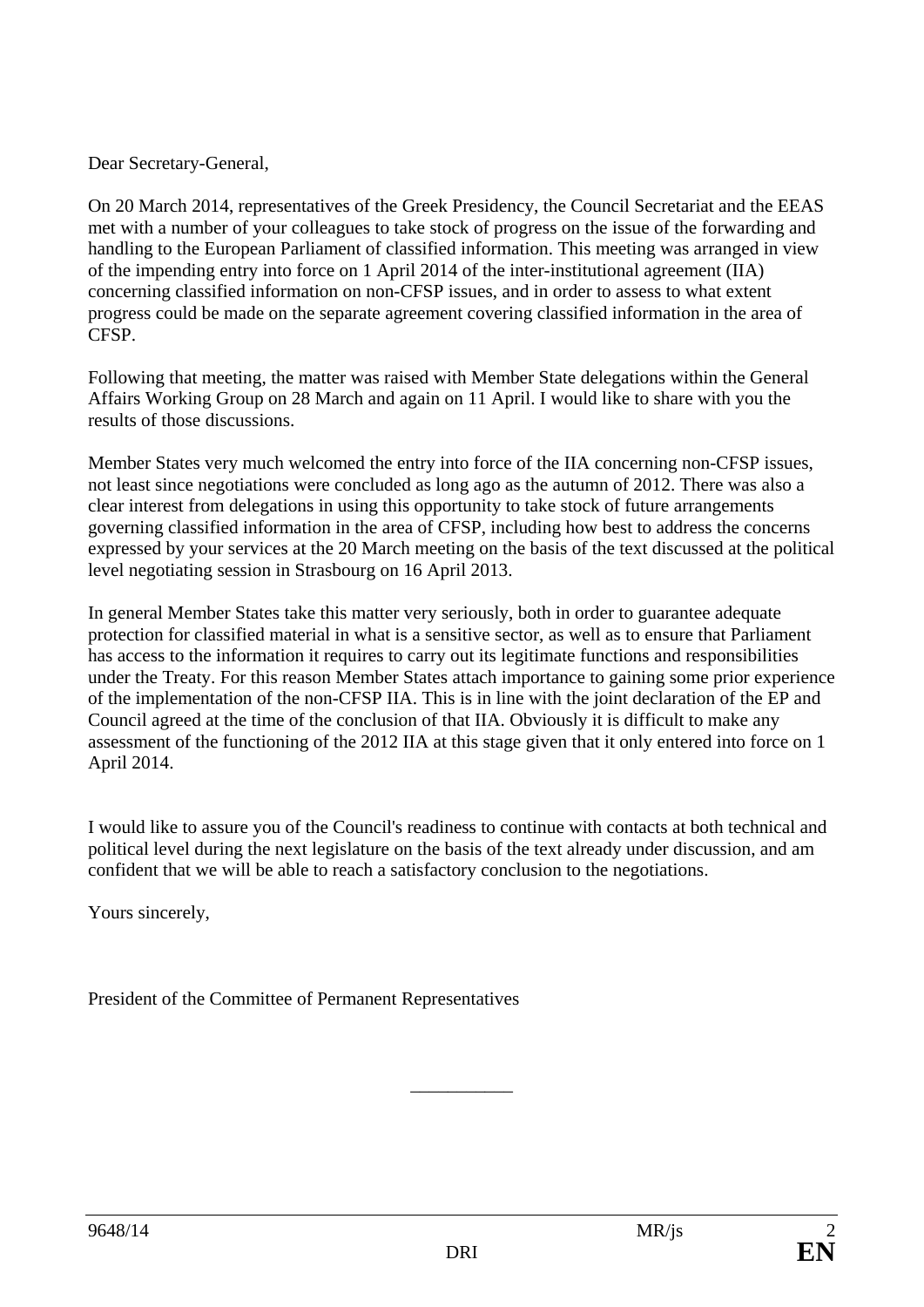Dear Secretary-General,

On 20 March 2014, representatives of the Greek Presidency, the Council Secretariat and the EEAS met with a number of your colleagues to take stock of progress on the issue of the forwarding and handling to the European Parliament of classified information. This meeting was arranged in view of the impending entry into force on 1 April 2014 of the inter-institutional agreement (IIA) concerning classified information on non-CFSP issues, and in order to assess to what extent progress could be made on the separate agreement covering classified information in the area of CFSP.

Following that meeting, the matter was raised with Member State delegations within the General Affairs Working Group on 28 March and again on 11 April. I would like to share with you the results of those discussions.

Member States very much welcomed the entry into force of the IIA concerning non-CFSP issues, not least since negotiations were concluded as long ago as the autumn of 2012. There was also a clear interest from delegations in using this opportunity to take stock of future arrangements governing classified information in the area of CFSP, including how best to address the concerns expressed by your services at the 20 March meeting on the basis of the text discussed at the political level negotiating session in Strasbourg on 16 April 2013.

In general Member States take this matter very seriously, both in order to guarantee adequate protection for classified material in what is a sensitive sector, as well as to ensure that Parliament has access to the information it requires to carry out its legitimate functions and responsibilities under the Treaty. For this reason Member States attach importance to gaining some prior experience of the implementation of the non-CFSP IIA. This is in line with the joint declaration of the EP and Council agreed at the time of the conclusion of that IIA. Obviously it is difficult to make any assessment of the functioning of the 2012 IIA at this stage given that it only entered into force on 1 April 2014.

I would like to assure you of the Council's readiness to continue with contacts at both technical and political level during the next legislature on the basis of the text already under discussion, and am confident that we will be able to reach a satisfactory conclusion to the negotiations.

Yours sincerely,

President of the Committee of Permanent Representatives

___________